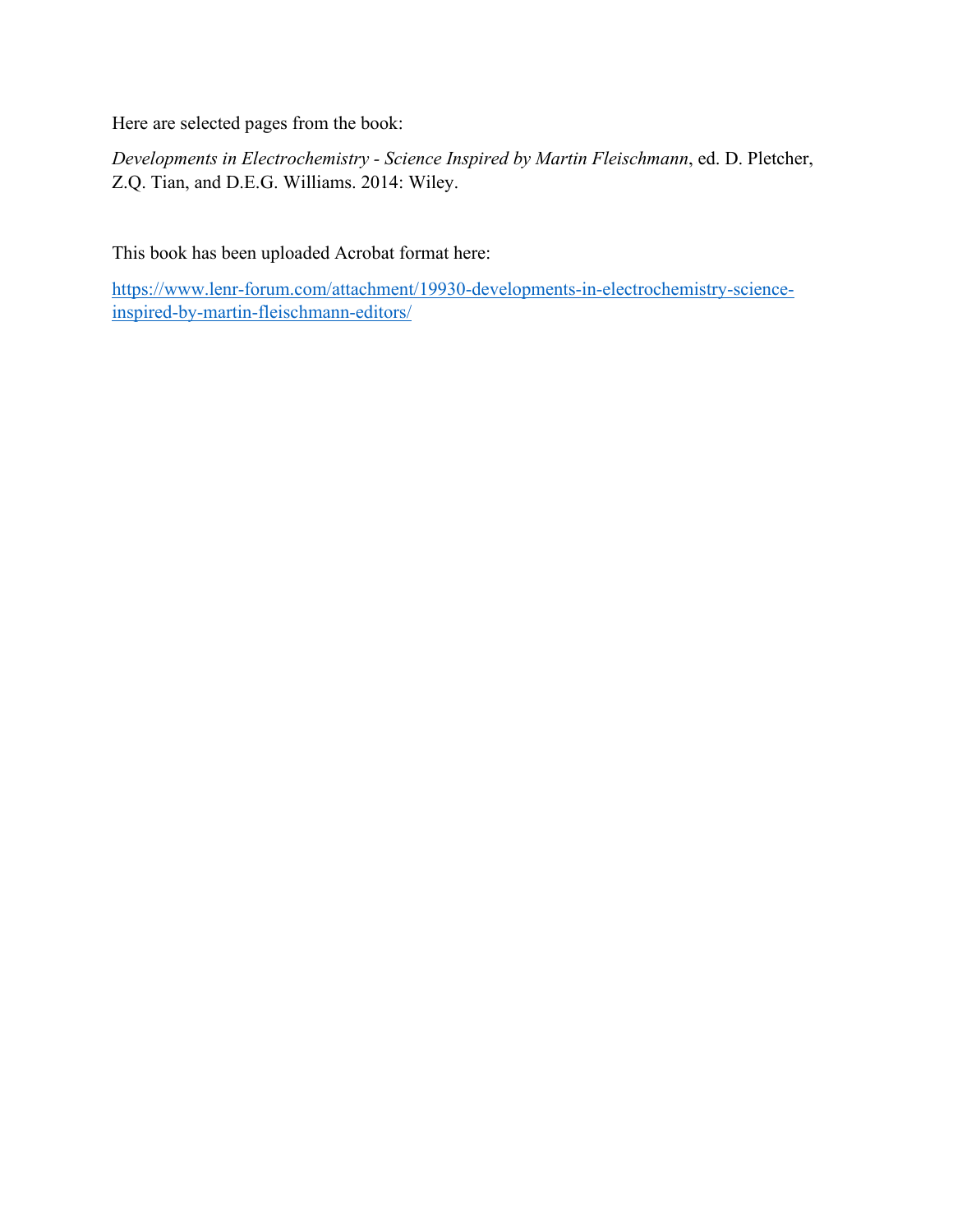Here are selected pages from the book:

*Developments in Electrochemistry - Science Inspired by Martin Fleischmann*, ed. D. Pletcher, Z.Q. Tian, and D.E.G. Williams. 2014: Wiley.

This book has been uploaded Acrobat format here:

[https://www.lenr-forum.com/attachment/19930-developments-in-electrochemistry-science-inspired-by-martin-fleischmann-editors/](https://www.lenr-forum.com/attachment/19930-developments-in-electrochemistry-science-inspired-by-martin-fleischmann-editors/)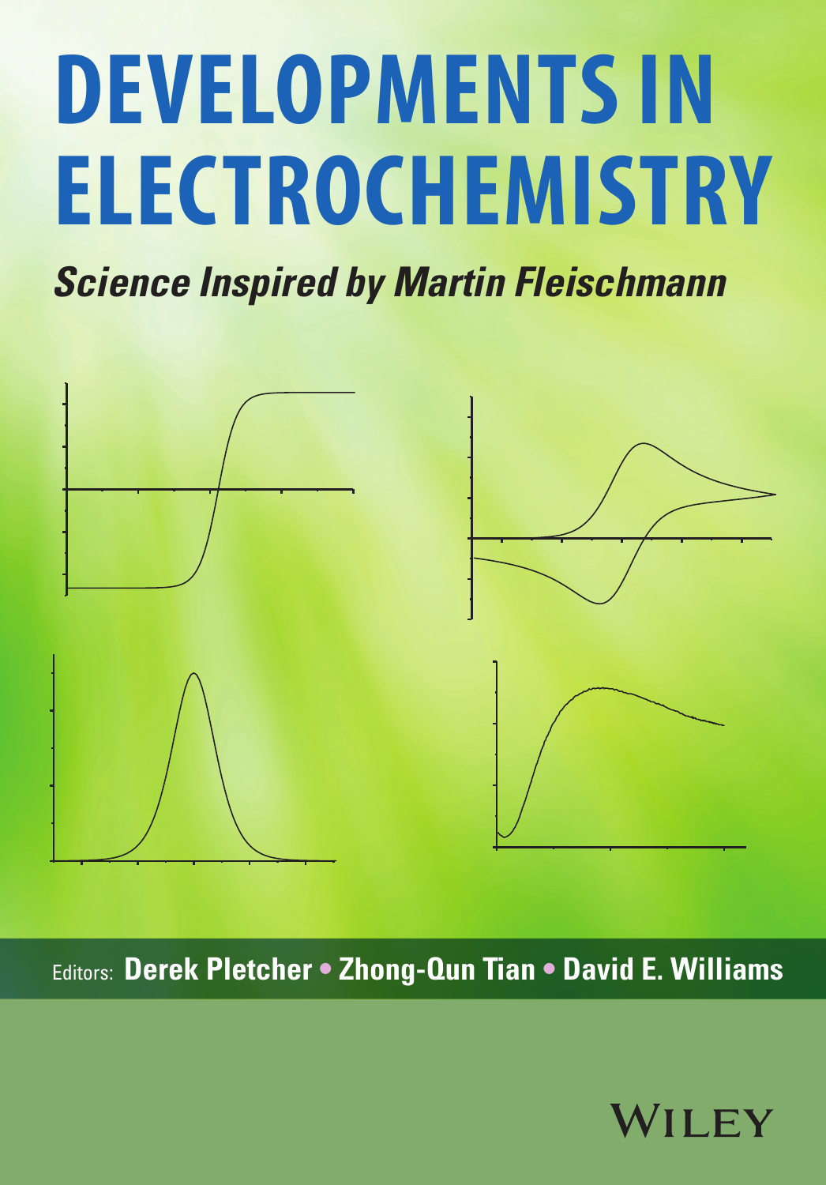# DEVELOPMENTS IN ELECTROCHEMISTRY

## *Science Inspired by Martin Fleischmann*

Editors: **Derek Pletcher • Zhong-Qun Tian • David E. Williams**

WILEY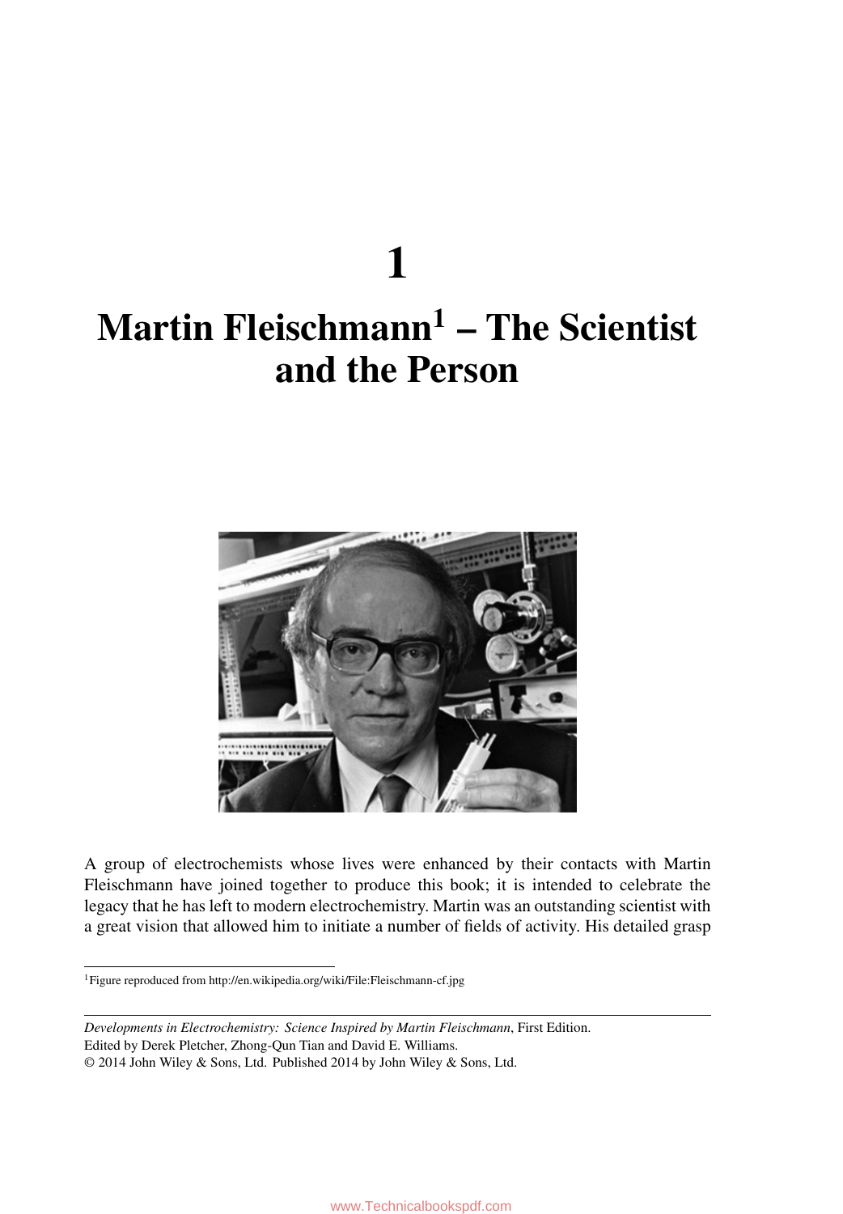# 1

# Martin Fleischmann[1] – The Scientist and the Person

A group of electrochemists whose lives were enhanced by their contacts with Martin Fleischmann have joined together to produce this book; it is intended to celebrate the legacy that he has left to modern electrochemistry. Martin was an outstanding scientist with a great vision that allowed him to initiate a number of fields of activity. His detailed grasp

[1]Figure reproduced from http://en.wikipedia.org/wiki/File:Fleischmann-cf.jpg

*Developments in Electrochemistry: Science Inspired by Martin Fleischmann*, First Edition.
Edited by Derek Pletcher, Zhong-Qun Tian and David E. Williams.
© 2014 John Wiley & Sons, Ltd. Published 2014 by John Wiley & Sons, Ltd.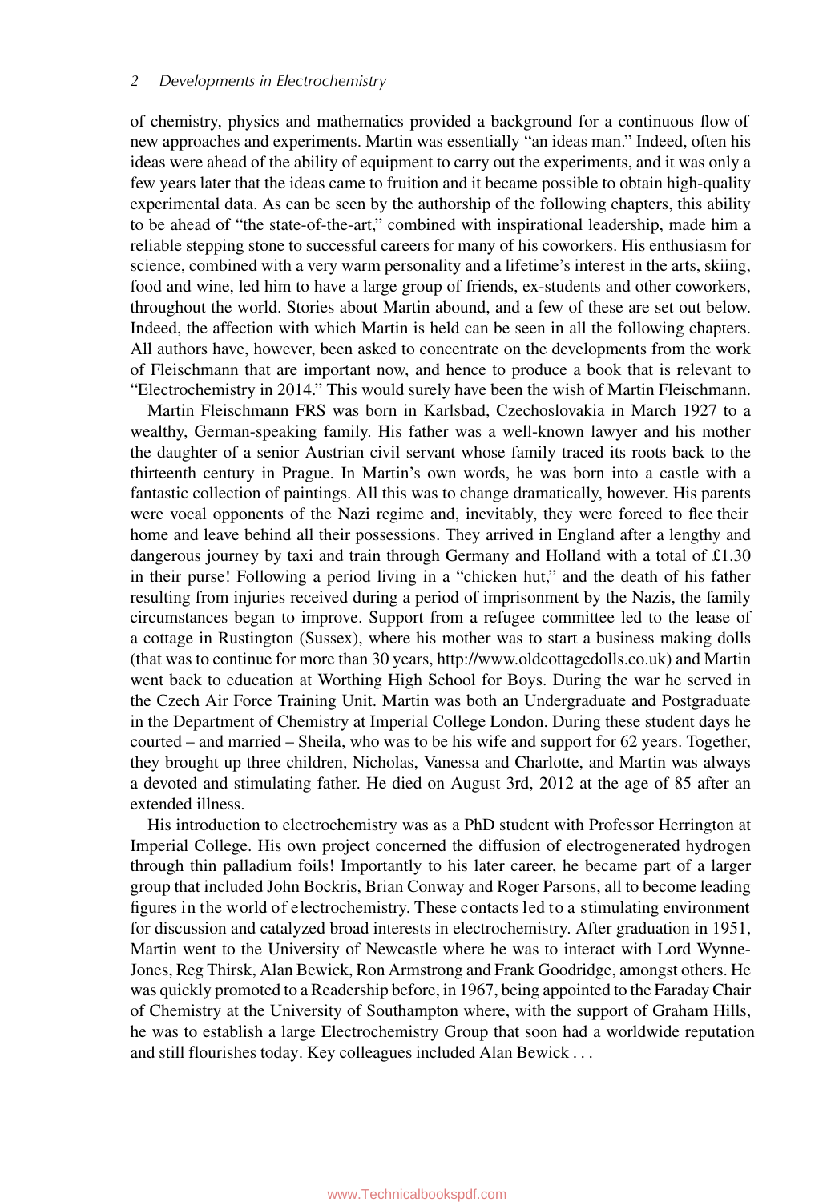of chemistry, physics and mathematics provided a background for a continuous flow of new approaches and experiments. Martin was essentially "an ideas man." Indeed, often his ideas were ahead of the ability of equipment to carry out the experiments, and it was only a few years later that the ideas came to fruition and it became possible to obtain high-quality experimental data. As can be seen by the authorship of the following chapters, this ability to be ahead of "the state-of-the-art," combined with inspirational leadership, made him a reliable stepping stone to successful careers for many of his coworkers. His enthusiasm for science, combined with a very warm personality and a lifetime's interest in the arts, skiing, food and wine, led him to have a large group of friends, ex-students and other coworkers, throughout the world. Stories about Martin abound, and a few of these are set out below. Indeed, the affection with which Martin is held can be seen in all the following chapters. All authors have, however, been asked to concentrate on the developments from the work of Fleischmann that are important now, and hence to produce a book that is relevant to "Electrochemistry in 2014." This would surely have been the wish of Martin Fleischmann.

Martin Fleischmann FRS was born in Karlsbad, Czechoslovakia in March 1927 to a wealthy, German-speaking family. His father was a well-known lawyer and his mother the daughter of a senior Austrian civil servant whose family traced its roots back to the thirteenth century in Prague. In Martin's own words, he was born into a castle with a fantastic collection of paintings. All this was to change dramatically, however. His parents were vocal opponents of the Nazi regime and, inevitably, they were forced to flee their home and leave behind all their possessions. They arrived in England after a lengthy and dangerous journey by taxi and train through Germany and Holland with a total of £1.30 in their purse! Following a period living in a "chicken hut," and the death of his father resulting from injuries received during a period of imprisonment by the Nazis, the family circumstances began to improve. Support from a refugee committee led to the lease of a cottage in Rustington (Sussex), where his mother was to start a business making dolls (that was to continue for more than 30 years, http://www.oldcottagedolls.co.uk) and Martin went back to education at Worthing High School for Boys. During the war he served in the Czech Air Force Training Unit. Martin was both an Undergraduate and Postgraduate in the Department of Chemistry at Imperial College London. During these student days he courted – and married – Sheila, who was to be his wife and support for 62 years. Together, they brought up three children, Nicholas, Vanessa and Charlotte, and Martin was always a devoted and stimulating father. He died on August 3rd, 2012 at the age of 85 after an extended illness.

His introduction to electrochemistry was as a PhD student with Professor Herrington at Imperial College. His own project concerned the diffusion of electrogenerated hydrogen through thin palladium foils! Importantly to his later career, he became part of a larger group that included John Bockris, Brian Conway and Roger Parsons, all to become leading figures in the world of electrochemistry. These contacts led to a stimulating environment for discussion and catalyzed broad interests in electrochemistry. After graduation in 1951, Martin went to the University of Newcastle where he was to interact with Lord Wynne-Jones, Reg Thirsk, Alan Bewick, Ron Armstrong and Frank Goodridge, amongst others. He was quickly promoted to a Readership before, in 1967, being appointed to the Faraday Chair of Chemistry at the University of Southampton where, with the support of Graham Hills, he was to establish a large Electrochemistry Group that soon had a worldwide reputation and still flourishes today. Key colleagues included Alan Bewick . . .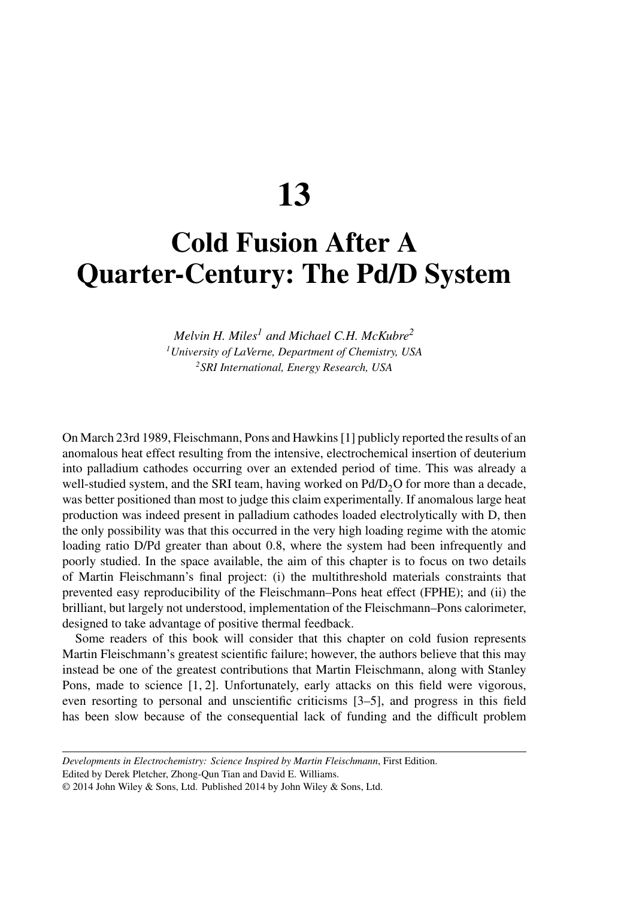# 13

# Cold Fusion After A Quarter-Century: The Pd/D System

*Melvin H. Miles*[1] *and Michael C.H. McKubre*[2]

[1]*University of LaVerne, Department of Chemistry, USA*

[2]*SRI International, Energy Research, USA*

On March 23rd 1989, Fleischmann, Pons and Hawkins [1] publicly reported the results of an anomalous heat effect resulting from the intensive, electrochemical insertion of deuterium into palladium cathodes occurring over an extended period of time. This was already a well-studied system, and the SRI team, having worked on $Pd/D_2O$ for more than a decade, was better positioned than most to judge this claim experimentally. If anomalous large heat production was indeed present in palladium cathodes loaded electrolytically with D, then the only possibility was that this occurred in the very high loading regime with the atomic loading ratio D/Pd greater than about 0.8, where the system had been infrequently and poorly studied. In the space available, the aim of this chapter is to focus on two details of Martin Fleischmann's final project: (i) the multithreshold materials constraints that prevented easy reproducibility of the Fleischmann–Pons heat effect (FPHE); and (ii) the brilliant, but largely not understood, implementation of the Fleischmann–Pons calorimeter, designed to take advantage of positive thermal feedback.

Some readers of this book will consider that this chapter on cold fusion represents Martin Fleischmann's greatest scientific failure; however, the authors believe that this may instead be one of the greatest contributions that Martin Fleischmann, along with Stanley Pons, made to science [1, 2]. Unfortunately, early attacks on this field were vigorous, even resorting to personal and unscientific criticisms [3–5], and progress in this field has been slow because of the consequential lack of funding and the difficult problem

*Developments in Electrochemistry: Science Inspired by Martin Fleischmann*, First Edition.
Edited by Derek Pletcher, Zhong-Qun Tian and David E. Williams.
© 2014 John Wiley & Sons, Ltd. Published 2014 by John Wiley & Sons, Ltd.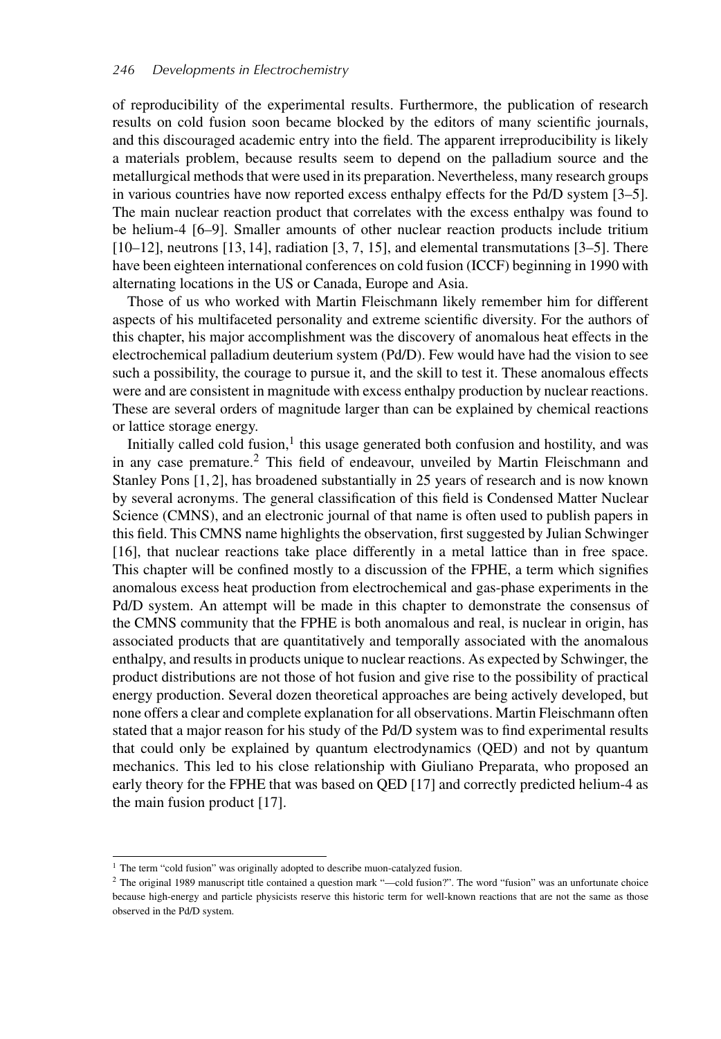of reproducibility of the experimental results. Furthermore, the publication of research results on cold fusion soon became blocked by the editors of many scientific journals, and this discouraged academic entry into the field. The apparent irreproducibility is likely a materials problem, because results seem to depend on the palladium source and the metallurgical methods that were used in its preparation. Nevertheless, many research groups in various countries have now reported excess enthalpy effects for the Pd/D system [3–5]. The main nuclear reaction product that correlates with the excess enthalpy was found to be helium-4 [6–9]. Smaller amounts of other nuclear reaction products include tritium [10–12], neutrons [13, 14], radiation [3, 7, 15], and elemental transmutations [3–5]. There have been eighteen international conferences on cold fusion (ICCF) beginning in 1990 with alternating locations in the US or Canada, Europe and Asia.

Those of us who worked with Martin Fleischmann likely remember him for different aspects of his multifaceted personality and extreme scientific diversity. For the authors of this chapter, his major accomplishment was the discovery of anomalous heat effects in the electrochemical palladium deuterium system (Pd/D). Few would have had the vision to see such a possibility, the courage to pursue it, and the skill to test it. These anomalous effects were and are consistent in magnitude with excess enthalpy production by nuclear reactions. These are several orders of magnitude larger than can be explained by chemical reactions or lattice storage energy.

Initially called cold fusion,[1] this usage generated both confusion and hostility, and was in any case premature.[2] This field of endeavour, unveiled by Martin Fleischmann and Stanley Pons [1, 2], has broadened substantially in 25 years of research and is now known by several acronyms. The general classification of this field is Condensed Matter Nuclear Science (CMNS), and an electronic journal of that name is often used to publish papers in this field. This CMNS name highlights the observation, first suggested by Julian Schwinger [16], that nuclear reactions take place differently in a metal lattice than in free space. This chapter will be confined mostly to a discussion of the FPHE, a term which signifies anomalous excess heat production from electrochemical and gas-phase experiments in the Pd/D system. An attempt will be made in this chapter to demonstrate the consensus of the CMNS community that the FPHE is both anomalous and real, is nuclear in origin, has associated products that are quantitatively and temporally associated with the anomalous enthalpy, and results in products unique to nuclear reactions. As expected by Schwinger, the product distributions are not those of hot fusion and give rise to the possibility of practical energy production. Several dozen theoretical approaches are being actively developed, but none offers a clear and complete explanation for all observations. Martin Fleischmann often stated that a major reason for his study of the Pd/D system was to find experimental results that could only be explained by quantum electrodynamics (QED) and not by quantum mechanics. This led to his close relationship with Giuliano Preparata, who proposed an early theory for the FPHE that was based on QED [17] and correctly predicted helium-4 as the main fusion product [17].

---

[1] The term "cold fusion" was originally adopted to describe muon-catalyzed fusion.

[2] The original 1989 manuscript title contained a question mark "—cold fusion?". The word "fusion" was an unfortunate choice because high-energy and particle physicists reserve this historic term for well-known reactions that are not the same as those observed in the Pd/D system.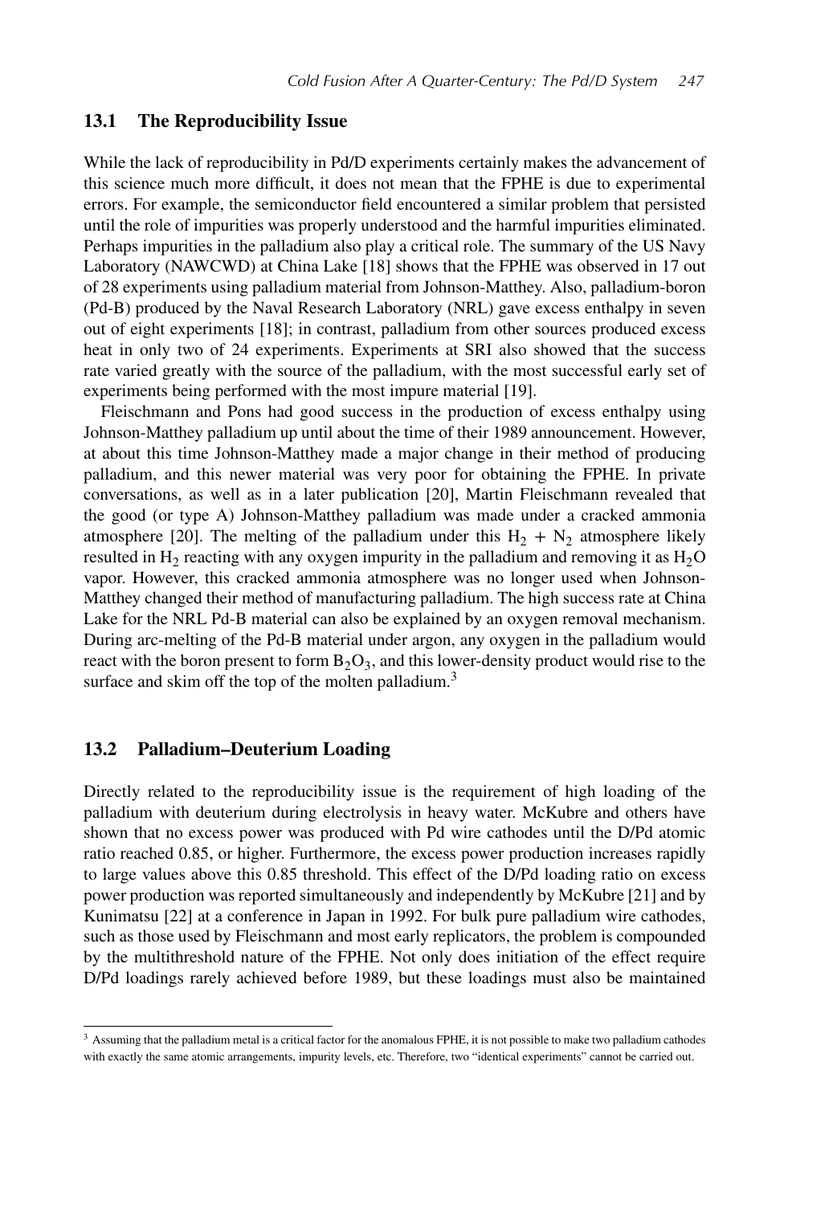## 13.1 The Reproducibility Issue

While the lack of reproducibility in Pd/D experiments certainly makes the advancement of this science much more difficult, it does not mean that the FPHE is due to experimental errors. For example, the semiconductor field encountered a similar problem that persisted until the role of impurities was properly understood and the harmful impurities eliminated. Perhaps impurities in the palladium also play a critical role. The summary of the US Navy Laboratory (NAWCWD) at China Lake [18] shows that the FPHE was observed in 17 out of 28 experiments using palladium material from Johnson-Matthey. Also, palladium-boron (Pd-B) produced by the Naval Research Laboratory (NRL) gave excess enthalpy in seven out of eight experiments [18]; in contrast, palladium from other sources produced excess heat in only two of 24 experiments. Experiments at SRI also showed that the success rate varied greatly with the source of the palladium, with the most successful early set of experiments being performed with the most impure material [19].

Fleischmann and Pons had good success in the production of excess enthalpy using Johnson-Matthey palladium up until about the time of their 1989 announcement. However, at about this time Johnson-Matthey made a major change in their method of producing palladium, and this newer material was very poor for obtaining the FPHE. In private conversations, as well as in a later publication [20], Martin Fleischmann revealed that the good (or type A) Johnson-Matthey palladium was made under a cracked ammonia atmosphere [20]. The melting of the palladium under this $H_2 + N_2$ atmosphere likely resulted in $H_2$ reacting with any oxygen impurity in the palladium and removing it as $H_2O$ vapor. However, this cracked ammonia atmosphere was no longer used when Johnson-Matthey changed their method of manufacturing palladium. The high success rate at China Lake for the NRL Pd-B material can also be explained by an oxygen removal mechanism. During arc-melting of the Pd-B material under argon, any oxygen in the palladium would react with the boron present to form $B_2O_3$, and this lower-density product would rise to the surface and skim off the top of the molten palladium.[3]

## 13.2 Palladium–Deuterium Loading

Directly related to the reproducibility issue is the requirement of high loading of the palladium with deuterium during electrolysis in heavy water. McKubre and others have shown that no excess power was produced with Pd wire cathodes until the D/Pd atomic ratio reached 0.85, or higher. Furthermore, the excess power production increases rapidly to large values above this 0.85 threshold. This effect of the D/Pd loading ratio on excess power production was reported simultaneously and independently by McKubre [21] and by Kunimatsu [22] at a conference in Japan in 1992. For bulk pure palladium wire cathodes, such as those used by Fleischmann and most early replicators, the problem is compounded by the multithreshold nature of the FPHE. Not only does initiation of the effect require D/Pd loadings rarely achieved before 1989, but these loadings must also be maintained

[3] Assuming that the palladium metal is a critical factor for the anomalous FPHE, it is not possible to make two palladium cathodes with exactly the same atomic arrangements, impurity levels, etc. Therefore, two "identical experiments" cannot be carried out.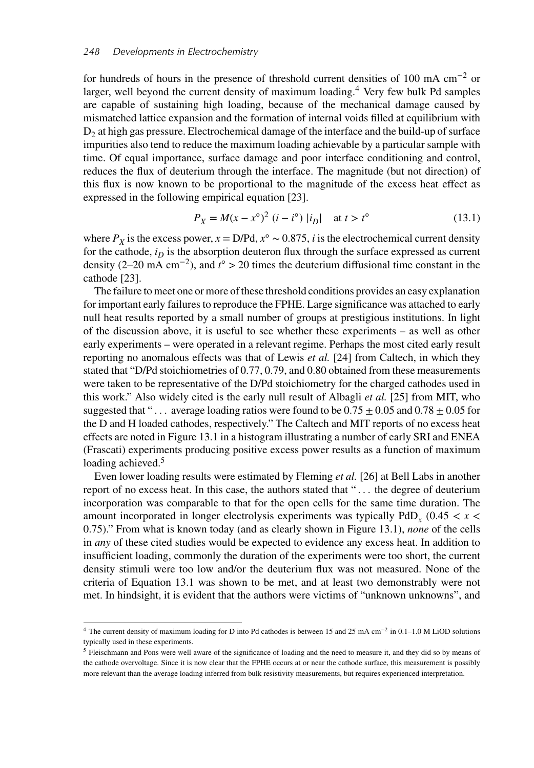for hundreds of hours in the presence of threshold current densities of 100 mA $cm^{-2}$ or larger, well beyond the current density of maximum loading.[4] Very few bulk Pd samples are capable of sustaining high loading, because of the mechanical damage caused by mismatched lattice expansion and the formation of internal voids filled at equilibrium with $D_2$ at high gas pressure. Electrochemical damage of the interface and the build-up of surface impurities also tend to reduce the maximum loading achievable by a particular sample with time. Of equal importance, surface damage and poor interface conditioning and control, reduces the flux of deuterium through the interface. The magnitude (but not direction) of this flux is now known to be proportional to the magnitude of the excess heat effect as expressed in the following empirical equation [23].

$$P_X = M(x - x^\circ)^2\ (i - i^\circ)\ |i_D| \quad \text{at } t > t^\circ \tag{13.1}$$

where $P_X$ is the excess power, $x = \text{D/Pd}$, $x^\circ \sim 0.875$, $i$ is the electrochemical current density for the cathode, $i_D$ is the absorption deuteron flux through the surface expressed as current density (2–20 mA $cm^{-2}$), and $t^\circ > 20$ times the deuterium diffusional time constant in the cathode [23].

The failure to meet one or more of these threshold conditions provides an easy explanation for important early failures to reproduce the FPHE. Large significance was attached to early null heat results reported by a small number of groups at prestigious institutions. In light of the discussion above, it is useful to see whether these experiments – as well as other early experiments – were operated in a relevant regime. Perhaps the most cited early result reporting no anomalous effects was that of Lewis *et al.* [24] from Caltech, in which they stated that "D/Pd stoichiometries of 0.77, 0.79, and 0.80 obtained from these measurements were taken to be representative of the D/Pd stoichiometry for the charged cathodes used in this work." Also widely cited is the early null result of Albagli *et al.* [25] from MIT, who suggested that "... average loading ratios were found to be $0.75 \pm 0.05$ and $0.78 \pm 0.05$ for the D and H loaded cathodes, respectively." The Caltech and MIT reports of no excess heat effects are noted in Figure 13.1 in a histogram illustrating a number of early SRI and ENEA (Frascati) experiments producing positive excess power results as a function of maximum loading achieved.[5]

Even lower loading results were estimated by Fleming *et al.* [26] at Bell Labs in another report of no excess heat. In this case, the authors stated that "... the degree of deuterium incorporation was comparable to that for the open cells for the same time duration. The amount incorporated in longer electrolysis experiments was typically $PdD_x$ ($0.45 < x < 0.75$)." From what is known today (and as clearly shown in Figure 13.1), *none* of the cells in *any* of these cited studies would be expected to evidence any excess heat. In addition to insufficient loading, commonly the duration of the experiments were too short, the current density stimuli were too low and/or the deuterium flux was not measured. None of the criteria of Equation 13.1 was shown to be met, and at least two demonstrably were not met. In hindsight, it is evident that the authors were victims of "unknown unknowns", and

[4] The current density of maximum loading for D into Pd cathodes is between 15 and 25 mA $cm^{-2}$ in 0.1–1.0 M LiOD solutions typically used in these experiments.

[5] Fleischmann and Pons were well aware of the significance of loading and the need to measure it, and they did so by means of the cathode overvoltage. Since it is now clear that the FPHE occurs at or near the cathode surface, this measurement is possibly more relevant than the average loading inferred from bulk resistivity measurements, but requires experienced interpretation.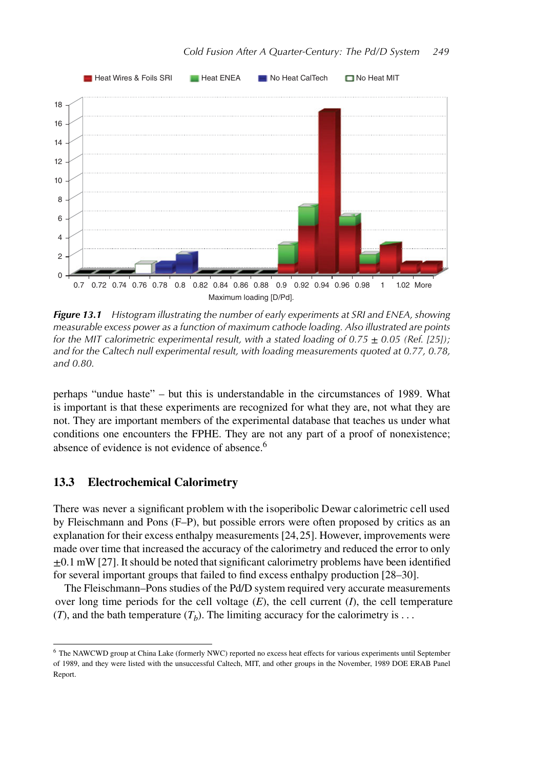Heat Wires & Foils SRI
Heat ENEA
No Heat CalTech
No Heat MIT

18
16
14
12
10
8
6
4
2
0

0.7 0.72 0.74 0.76 0.78 0.8 0.82 0.84 0.86 0.88 0.9 0.92 0.94 0.96 0.98 1 1.02 More

Maximum loading [D/Pd].

***Figure 13.1*** *Histogram illustrating the number of early experiments at SRI and ENEA, showing measurable excess power as a function of maximum cathode loading. Also illustrated are points for the MIT calorimetric experimental result, with a stated loading of 0.75 ± 0.05 (Ref. [25]); and for the Caltech null experimental result, with loading measurements quoted at 0.77, 0.78, and 0.80.*

perhaps "undue haste" – but this is understandable in the circumstances of 1989. What is important is that these experiments are recognized for what they are, not what they are not. They are important members of the experimental database that teaches us under what conditions one encounters the FPHE. They are not any part of a proof of nonexistence; absence of evidence is not evidence of absence.[6]

## 13.3 Electrochemical Calorimetry

There was never a significant problem with the isoperibolic Dewar calorimetric cell used by Fleischmann and Pons (F–P), but possible errors were often proposed by critics as an explanation for their excess enthalpy measurements [24, 25]. However, improvements were made over time that increased the accuracy of the calorimetry and reduced the error to only ±0.1 mW [27]. It should be noted that significant calorimetry problems have been identified for several important groups that failed to find excess enthalpy production [28–30].

The Fleischmann–Pons studies of the Pd/D system required very accurate measurements over long time periods for the cell voltage ($E$), the cell current ($I$), the cell temperature ($T$), and the bath temperature ($T_b$). The limiting accuracy for the calorimetry is . . .

[6] The NAWCWD group at China Lake (formerly NWC) reported no excess heat effects for various experiments until September of 1989, and they were listed with the unsuccessful Caltech, MIT, and other groups in the November, 1989 DOE ERAB Panel Report.